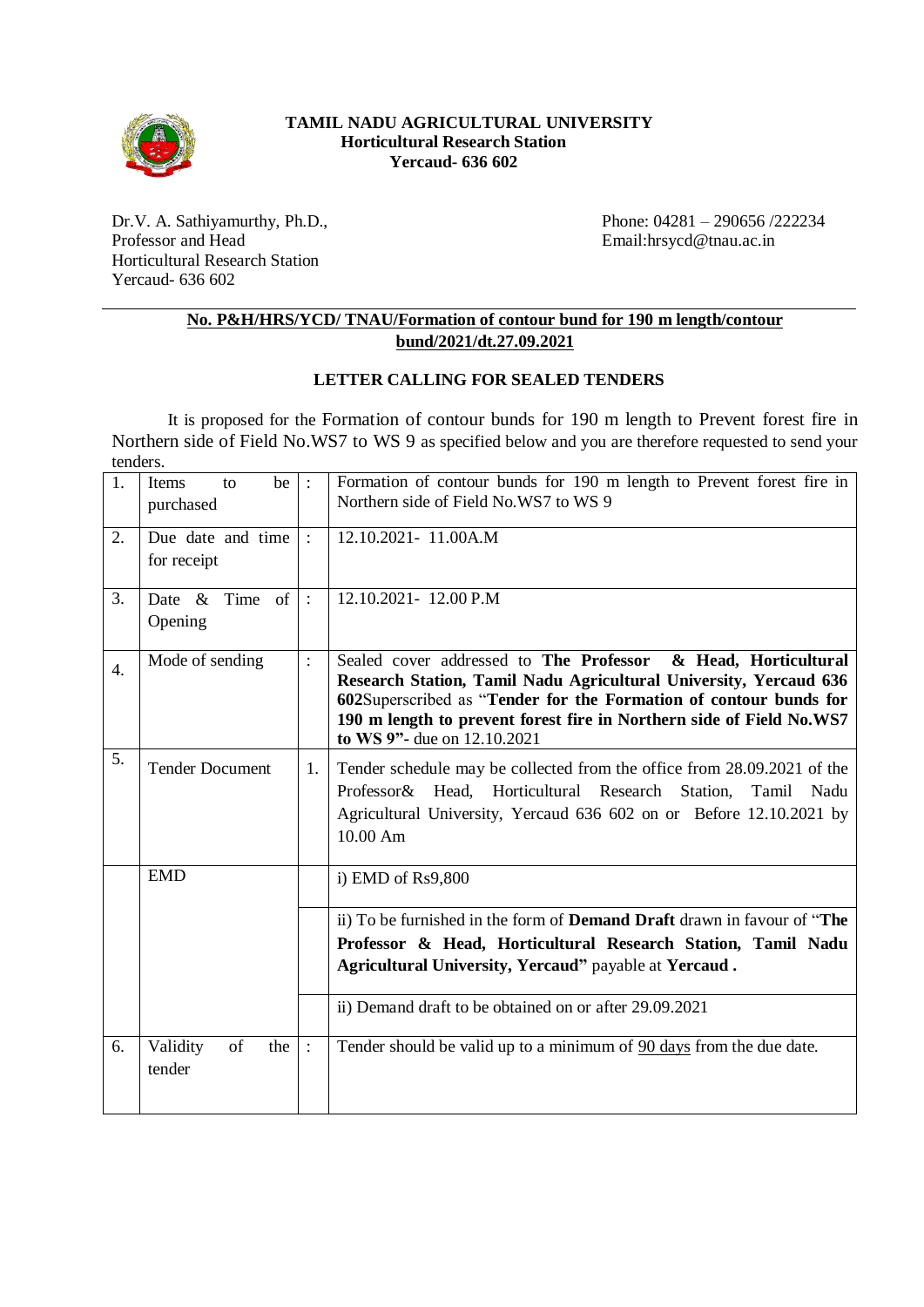**TAMIL NADU AGRICULTURAL UNIVERSITY**
**Horticultural Research Station**
**Yercaud- 636 602**

Dr.V. A. Sathiyamurthy, Ph.D.,
Professor and Head
Horticultural Research Station
Yercaud- 636 602

Phone: 04281 – 290656 /222234
Email:hrsycd@tnau.ac.in

---

**No. P&H/HRS/YCD/ TNAU/Formation of contour bund for 190 m length/contour bund/2021/dt.27.09.2021**

**LETTER CALLING FOR SEALED TENDERS**

It is proposed for the Formation of contour bunds for 190 m length to Prevent forest fire in Northern side of Field No.WS7 to WS 9 as specified below and you are therefore requested to send your tenders.

| | | | |
|---|---|---|---|
| 1. | Items to be purchased | : | Formation of contour bunds for 190 m length to Prevent forest fire in Northern side of Field No.WS7 to WS 9 |
| 2. | Due date and time for receipt | : | 12.10.2021- 11.00A.M |
| 3. | Date & Time of Opening | : | 12.10.2021- 12.00 P.M |
| 4. | Mode of sending | : | Sealed cover addressed to **The Professor & Head, Horticultural Research Station, Tamil Nadu Agricultural University, Yercaud 636 602**Superscribed as "**Tender for the Formation of contour bunds for 190 m length to prevent forest fire in Northern side of Field No.WS7 to WS 9"**- due on 12.10.2021 |
| 5. | Tender Document | 1. | Tender schedule may be collected from the office from 28.09.2021 of the Professor& Head, Horticultural Research Station, Tamil Nadu Agricultural University, Yercaud 636 602 on or Before 12.10.2021 by 10.00 Am |
| | EMD | | i) EMD of Rs9,800 |
| | | | ii) To be furnished in the form of **Demand Draft** drawn in favour of "**The Professor & Head, Horticultural Research Station, Tamil Nadu Agricultural University, Yercaud"** payable at **Yercaud .** |
| | | | ii) Demand draft to be obtained on or after 29.09.2021 |
| 6. | Validity of the tender | : | Tender should be valid up to a minimum of 90 days from the due date. |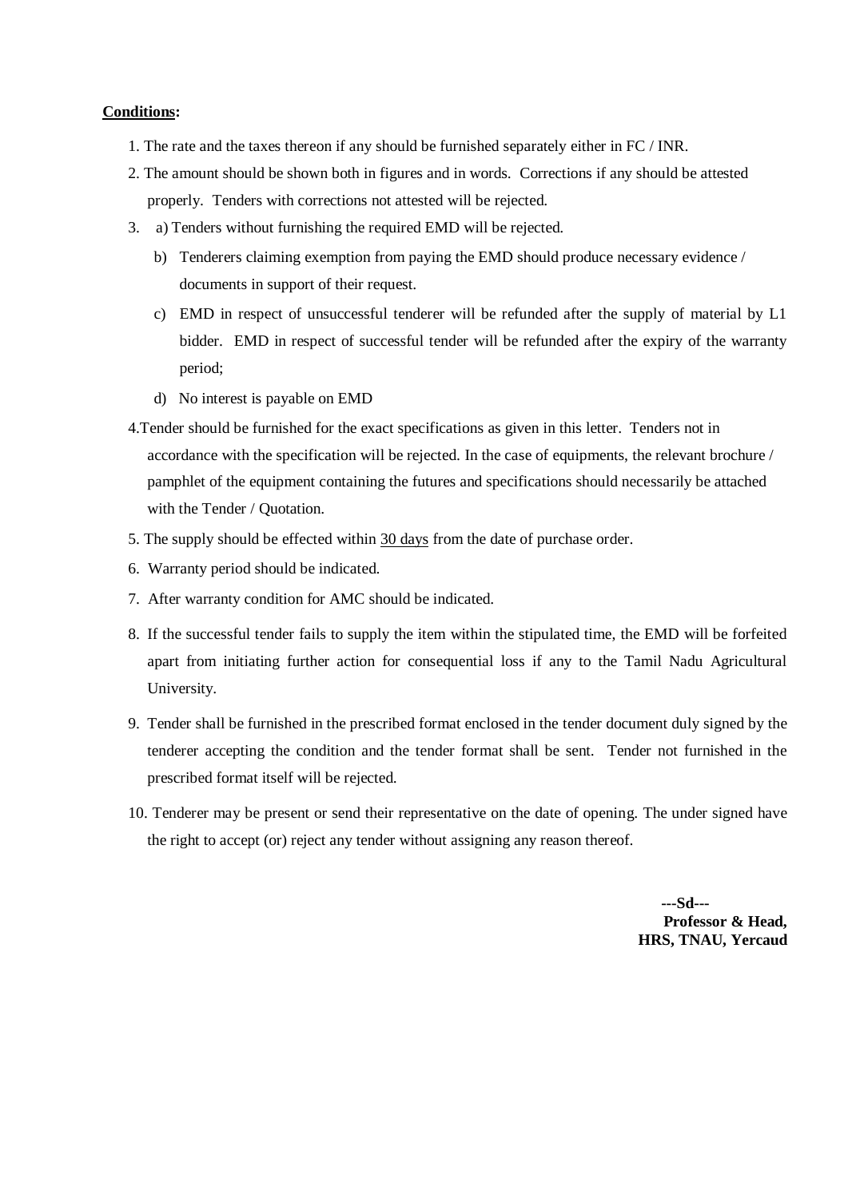**<u>Conditions</u>:**

1. The rate and the taxes thereon if any should be furnished separately either in FC / INR.
2. The amount should be shown both in figures and in words. Corrections if any should be attested properly. Tenders with corrections not attested will be rejected.
3. a) Tenders without furnishing the required EMD will be rejected.
   b) Tenderers claiming exemption from paying the EMD should produce necessary evidence / documents in support of their request.
   c) EMD in respect of unsuccessful tenderer will be refunded after the supply of material by L1 bidder. EMD in respect of successful tender will be refunded after the expiry of the warranty period;
   d) No interest is payable on EMD
4. Tender should be furnished for the exact specifications as given in this letter. Tenders not in accordance with the specification will be rejected. In the case of equipments, the relevant brochure / pamphlet of the equipment containing the futures and specifications should necessarily be attached with the Tender / Quotation.
5. The supply should be effected within <u>30 days</u> from the date of purchase order.
6. Warranty period should be indicated.
7. After warranty condition for AMC should be indicated.
8. If the successful tender fails to supply the item within the stipulated time, the EMD will be forfeited apart from initiating further action for consequential loss if any to the Tamil Nadu Agricultural University.
9. Tender shall be furnished in the prescribed format enclosed in the tender document duly signed by the tenderer accepting the condition and the tender format shall be sent. Tender not furnished in the prescribed format itself will be rejected.
10. Tenderer may be present or send their representative on the date of opening. The under signed have the right to accept (or) reject any tender without assigning any reason thereof.

**---Sd---**
**Professor & Head,**
**HRS, TNAU, Yercaud**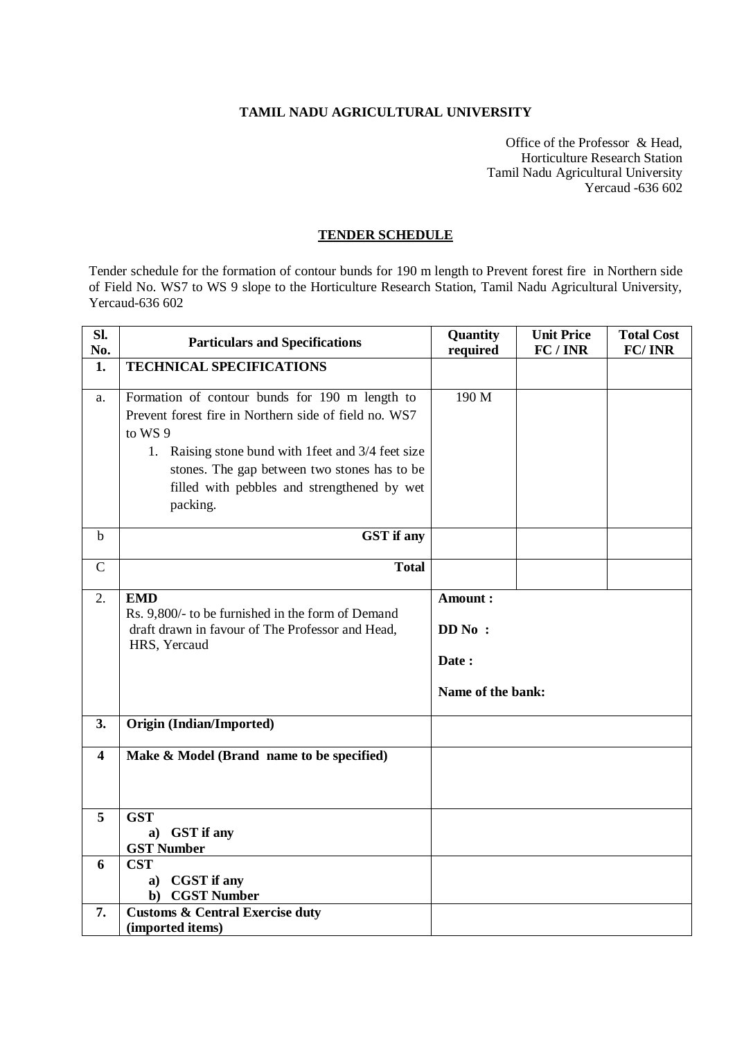**TAMIL NADU AGRICULTURAL UNIVERSITY**

Office of the Professor & Head,
Horticulture Research Station
Tamil Nadu Agricultural University
Yercaud -636 602

## TENDER SCHEDULE

Tender schedule for the formation of contour bunds for 190 m length to Prevent forest fire in Northern side of Field No. WS7 to WS 9 slope to the Horticulture Research Station, Tamil Nadu Agricultural University, Yercaud-636 602

| Sl. No. | Particulars and Specifications | Quantity required | Unit Price FC / INR | Total Cost FC/ INR |
|---|---|---|---|---|
| **1.** | **TECHNICAL SPECIFICATIONS** | | | |
| a. | Formation of contour bunds for 190 m length to Prevent forest fire in Northern side of field no. WS7 to WS 9<br>1. Raising stone bund with 1feet and 3/4 feet size stones. The gap between two stones has to be filled with pebbles and strengthened by wet packing. | 190 M | | |
| b | **GST if any** | | | |
| C | **Total** | | | |
| 2. | **EMD**<br>Rs. 9,800/- to be furnished in the form of Demand draft drawn in favour of The Professor and Head, HRS, Yercaud | **Amount :**<br>**DD No :**<br>**Date :**<br>**Name of the bank:** | | |
| **3.** | **Origin (Indian/Imported)** | | | |
| **4** | **Make & Model (Brand name to be specified)** | | | |
| **5** | **GST**<br>**a) GST if any**<br>**GST Number** | | | |
| **6** | **CST**<br>**a) CGST if any**<br>**b) CGST Number** | | | |
| **7.** | **Customs & Central Exercise duty (imported items)** | | | |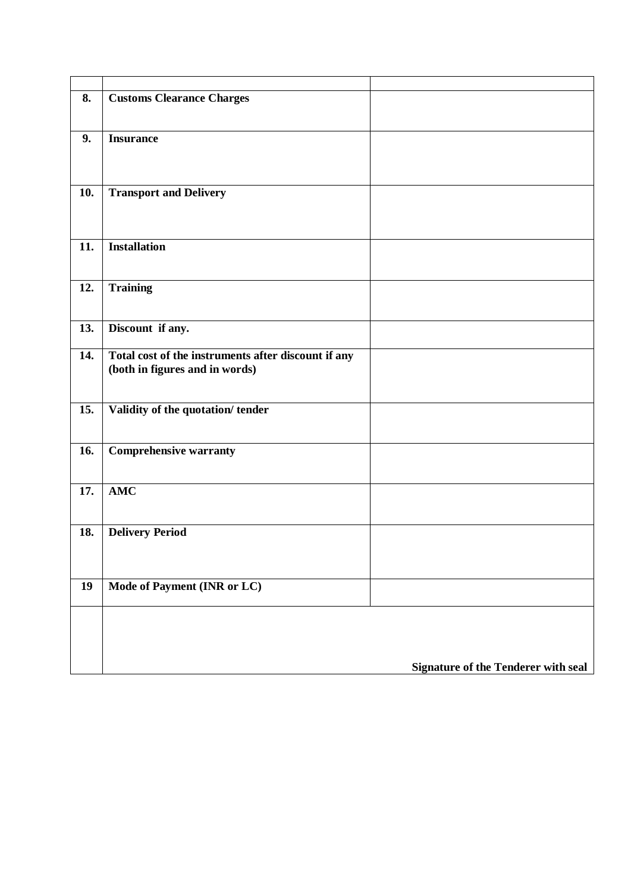| | | |
|---|---|---|
| **8.** | **Customs Clearance Charges** | |
| **9.** | **Insurance** | |
| **10.** | **Transport and Delivery** | |
| **11.** | **Installation** | |
| **12.** | **Training** | |
| **13.** | **Discount if any.** | |
| **14.** | **Total cost of the instruments after discount if any (both in figures and in words)** | |
| **15.** | **Validity of the quotation/ tender** | |
| **16.** | **Comprehensive warranty** | |
| **17.** | **AMC** | |
| **18.** | **Delivery Period** | |
| **19** | **Mode of Payment (INR or LC)** | |
| | | **Signature of the Tenderer with seal** |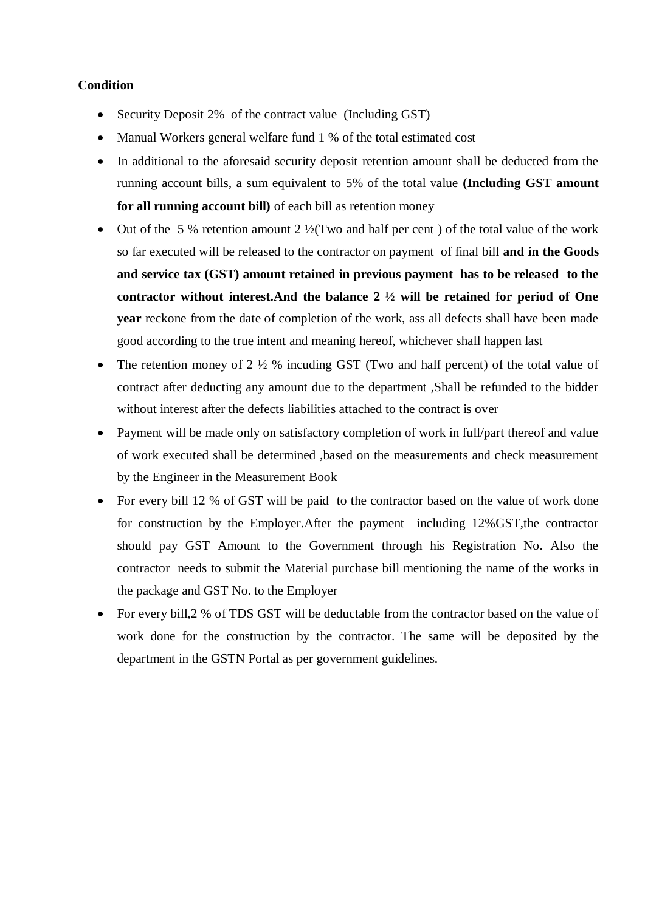**Condition**

- Security Deposit 2% of the contract value (Including GST)
- Manual Workers general welfare fund 1 % of the total estimated cost
- In additional to the aforesaid security deposit retention amount shall be deducted from the running account bills, a sum equivalent to 5% of the total value **(Including GST amount for all running account bill)** of each bill as retention money
- Out of the 5 % retention amount 2 ½(Two and half per cent ) of the total value of the work so far executed will be released to the contractor on payment of final bill **and in the Goods and service tax (GST) amount retained in previous payment has to be released to the contractor without interest.And the balance 2 ½ will be retained for period of One year** reckone from the date of completion of the work, ass all defects shall have been made good according to the true intent and meaning hereof, whichever shall happen last
- The retention money of 2 ½ % incuding GST (Two and half percent) of the total value of contract after deducting any amount due to the department ,Shall be refunded to the bidder without interest after the defects liabilities attached to the contract is over
- Payment will be made only on satisfactory completion of work in full/part thereof and value of work executed shall be determined ,based on the measurements and check measurement by the Engineer in the Measurement Book
- For every bill 12 % of GST will be paid to the contractor based on the value of work done for construction by the Employer.After the payment including 12%GST,the contractor should pay GST Amount to the Government through his Registration No. Also the contractor needs to submit the Material purchase bill mentioning the name of the works in the package and GST No. to the Employer
- For every bill,2 % of TDS GST will be deductable from the contractor based on the value of work done for the construction by the contractor. The same will be deposited by the department in the GSTN Portal as per government guidelines.